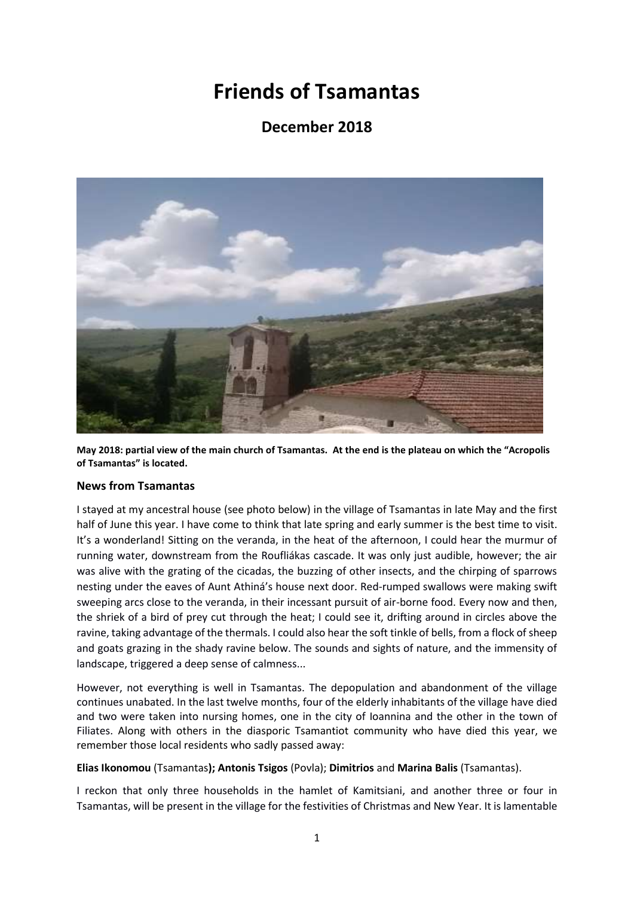# Friends of Tsamantas

## December 2018

**May 2018: partial view of the main church of Tsamantas. At the end is the plateau on which the "Acropolis of Tsamantas" is located.**

### News from Tsamantas

I stayed at my ancestral house (see photo below) in the village of Tsamantas in late May and the first half of June this year. I have come to think that late spring and early summer is the best time to visit. It's a wonderland! Sitting on the veranda, in the heat of the afternoon, I could hear the murmur of running water, downstream from the Roufliákas cascade. It was only just audible, however; the air was alive with the grating of the cicadas, the buzzing of other insects, and the chirping of sparrows nesting under the eaves of Aunt Athiná's house next door. Red-rumped swallows were making swift sweeping arcs close to the veranda, in their incessant pursuit of air-borne food. Every now and then, the shriek of a bird of prey cut through the heat; I could see it, drifting around in circles above the ravine, taking advantage of the thermals. I could also hear the soft tinkle of bells, from a flock of sheep and goats grazing in the shady ravine below. The sounds and sights of nature, and the immensity of landscape, triggered a deep sense of calmness...

However, not everything is well in Tsamantas. The depopulation and abandonment of the village continues unabated. In the last twelve months, four of the elderly inhabitants of the village have died and two were taken into nursing homes, one in the city of Ioannina and the other in the town of Filiates. Along with others in the diasporic Tsamantiot community who have died this year, we remember those local residents who sadly passed away:

**Elias Ikonomou** (Tsamantas**); Antonis Tsigos** (Povla); **Dimitrios** and **Marina Balis** (Tsamantas).

I reckon that only three households in the hamlet of Kamitsiani, and another three or four in Tsamantas, will be present in the village for the festivities of Christmas and New Year. It is lamentable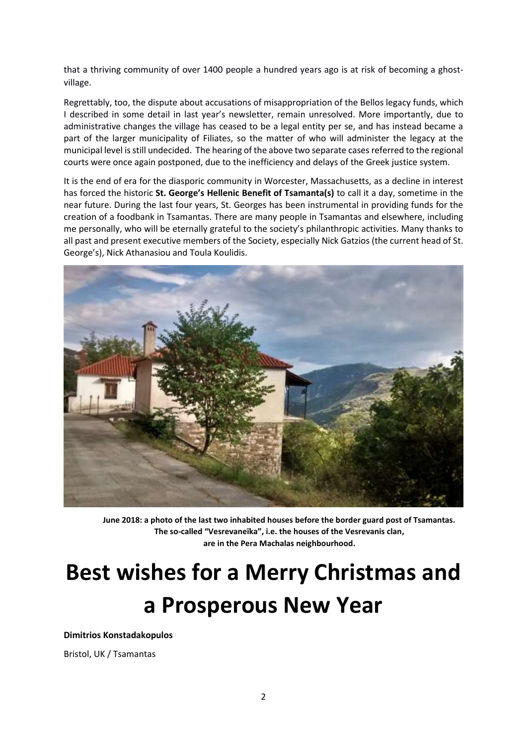that a thriving community of over 1400 people a hundred years ago is at risk of becoming a ghost-village.

Regrettably, too, the dispute about accusations of misappropriation of the Bellos legacy funds, which I described in some detail in last year's newsletter, remain unresolved. More importantly, due to administrative changes the village has ceased to be a legal entity per se, and has instead became a part of the larger municipality of Filiates, so the matter of who will administer the legacy at the municipal level is still undecided. The hearing of the above two separate cases referred to the regional courts were once again postponed, due to the inefficiency and delays of the Greek justice system.

It is the end of era for the diasporic community in Worcester, Massachusetts, as a decline in interest has forced the historic **St. George's Hellenic Benefit of Tsamanta(s)** to call it a day, sometime in the near future. During the last four years, St. Georges has been instrumental in providing funds for the creation of a foodbank in Tsamantas. There are many people in Tsamantas and elsewhere, including me personally, who will be eternally grateful to the society's philanthropic activities. Many thanks to all past and present executive members of the Society, especially Nick Gatzios (the current head of St. George's), Nick Athanasiou and Toula Koulidis.

**June 2018: a photo of the last two inhabited houses before the border guard post of Tsamantas. The so-called "Vesrevaneïka", i.e. the houses of the Vesrevanis clan, are in the Pera Machalas neighbourhood.**

# Best wishes for a Merry Christmas and a Prosperous New Year

**Dimitrios Konstadakopulos**

Bristol, UK / Tsamantas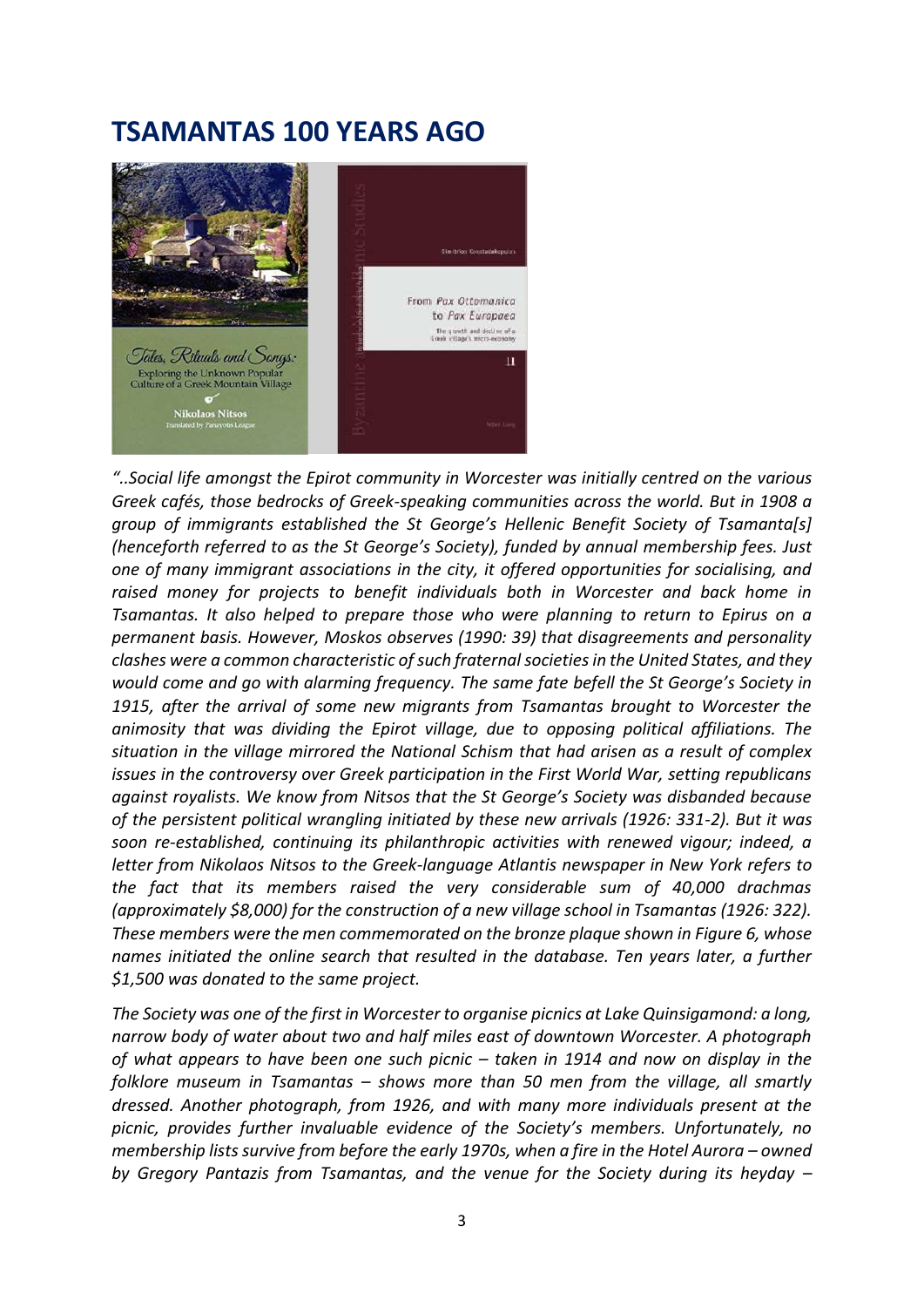# TSAMANTAS 100 YEARS AGO

*"..Social life amongst the Epirot community in Worcester was initially centred on the various Greek cafés, those bedrocks of Greek-speaking communities across the world. But in 1908 a group of immigrants established the St George's Hellenic Benefit Society of Tsamanta[s] (henceforth referred to as the St George's Society), funded by annual membership fees. Just one of many immigrant associations in the city, it offered opportunities for socialising, and raised money for projects to benefit individuals both in Worcester and back home in Tsamantas. It also helped to prepare those who were planning to return to Epirus on a permanent basis. However, Moskos observes (1990: 39) that disagreements and personality clashes were a common characteristic of such fraternal societies in the United States, and they would come and go with alarming frequency. The same fate befell the St George's Society in 1915, after the arrival of some new migrants from Tsamantas brought to Worcester the animosity that was dividing the Epirot village, due to opposing political affiliations. The situation in the village mirrored the National Schism that had arisen as a result of complex issues in the controversy over Greek participation in the First World War, setting republicans against royalists. We know from Nitsos that the St George's Society was disbanded because of the persistent political wrangling initiated by these new arrivals (1926: 331-2). But it was soon re-established, continuing its philanthropic activities with renewed vigour; indeed, a letter from Nikolaos Nitsos to the Greek-language Atlantis newspaper in New York refers to the fact that its members raised the very considerable sum of 40,000 drachmas (approximately $8,000) for the construction of a new village school in Tsamantas (1926: 322). These members were the men commemorated on the bronze plaque shown in Figure 6, whose names initiated the online search that resulted in the database. Ten years later, a further $1,500 was donated to the same project.*

*The Society was one of the first in Worcester to organise picnics at Lake Quinsigamond: a long, narrow body of water about two and half miles east of downtown Worcester. A photograph of what appears to have been one such picnic – taken in 1914 and now on display in the folklore museum in Tsamantas – shows more than 50 men from the village, all smartly dressed. Another photograph, from 1926, and with many more individuals present at the picnic, provides further invaluable evidence of the Society's members. Unfortunately, no membership lists survive from before the early 1970s, when a fire in the Hotel Aurora – owned by Gregory Pantazis from Tsamantas, and the venue for the Society during its heyday –*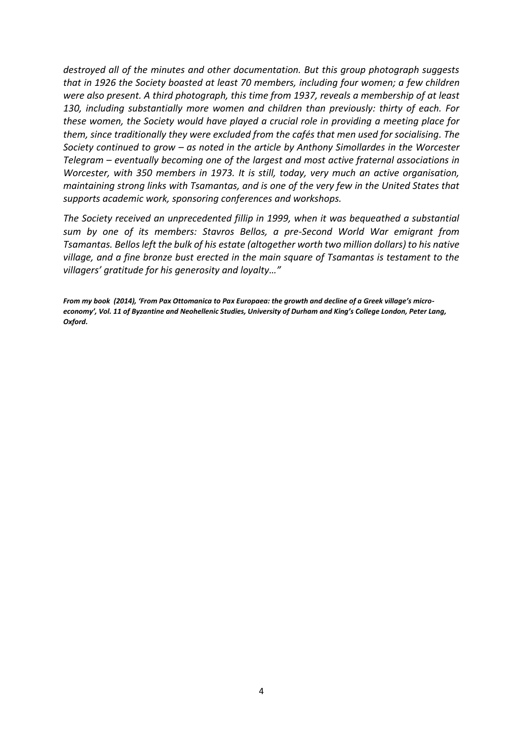*destroyed all of the minutes and other documentation. But this group photograph suggests that in 1926 the Society boasted at least 70 members, including four women; a few children were also present. A third photograph, this time from 1937, reveals a membership of at least 130, including substantially more women and children than previously: thirty of each. For these women, the Society would have played a crucial role in providing a meeting place for them, since traditionally they were excluded from the cafés that men used for socialising. The Society continued to grow – as noted in the article by Anthony Simollardes in the Worcester Telegram – eventually becoming one of the largest and most active fraternal associations in Worcester, with 350 members in 1973. It is still, today, very much an active organisation, maintaining strong links with Tsamantas, and is one of the very few in the United States that supports academic work, sponsoring conferences and workshops.*

*The Society received an unprecedented fillip in 1999, when it was bequeathed a substantial sum by one of its members: Stavros Bellos, a pre-Second World War emigrant from Tsamantas. Bellos left the bulk of his estate (altogether worth two million dollars) to his native village, and a fine bronze bust erected in the main square of Tsamantas is testament to the villagers' gratitude for his generosity and loyalty…"*

***From my book (2014), 'From Pax Ottomanica to Pax Europaea: the growth and decline of a Greek village's micro-economy', Vol. 11 of Byzantine and Neohellenic Studies, University of Durham and King's College London, Peter Lang, Oxford.***